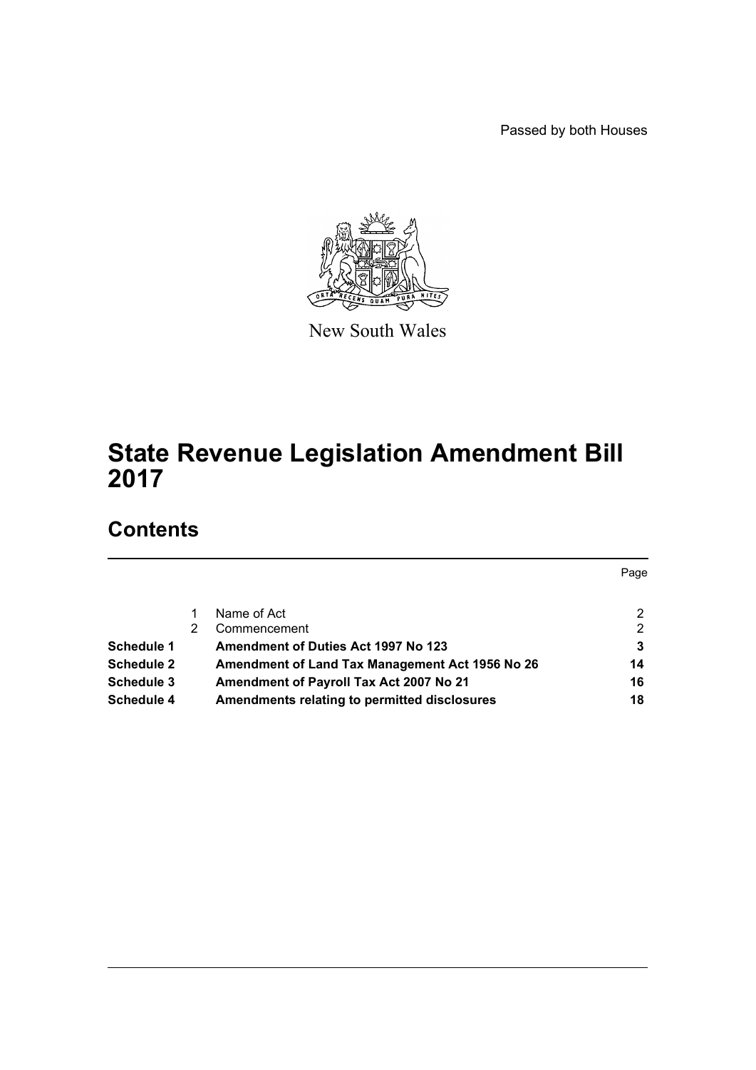Passed by both Houses

New South Wales

# State Revenue Legislation Amendment Bill 2017

## Contents

| | | | Page |
|---|---|---|---|
| | 1 | Name of Act | 2 |
| | 2 | Commencement | 2 |
| **Schedule 1** | | **Amendment of Duties Act 1997 No 123** | **3** |
| **Schedule 2** | | **Amendment of Land Tax Management Act 1956 No 26** | **14** |
| **Schedule 3** | | **Amendment of Payroll Tax Act 2007 No 21** | **16** |
| **Schedule 4** | | **Amendments relating to permitted disclosures** | **18** |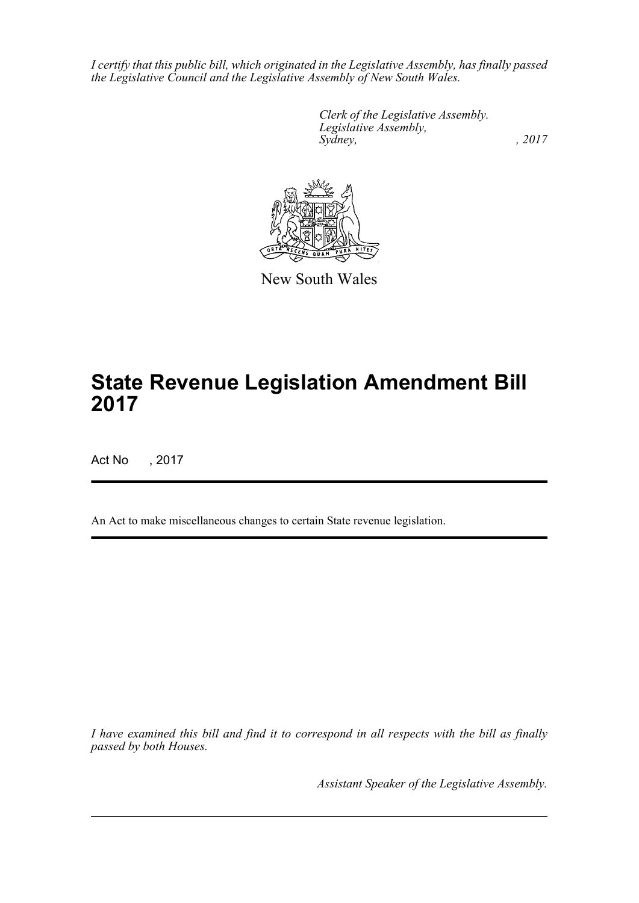*I certify that this public bill, which originated in the Legislative Assembly, has finally passed the Legislative Council and the Legislative Assembly of New South Wales.*

*Clerk of the Legislative Assembly.*
*Legislative Assembly,*
*Sydney, , 2017*

New South Wales

# State Revenue Legislation Amendment Bill 2017

Act No , 2017

An Act to make miscellaneous changes to certain State revenue legislation.

*I have examined this bill and find it to correspond in all respects with the bill as finally passed by both Houses.*

*Assistant Speaker of the Legislative Assembly.*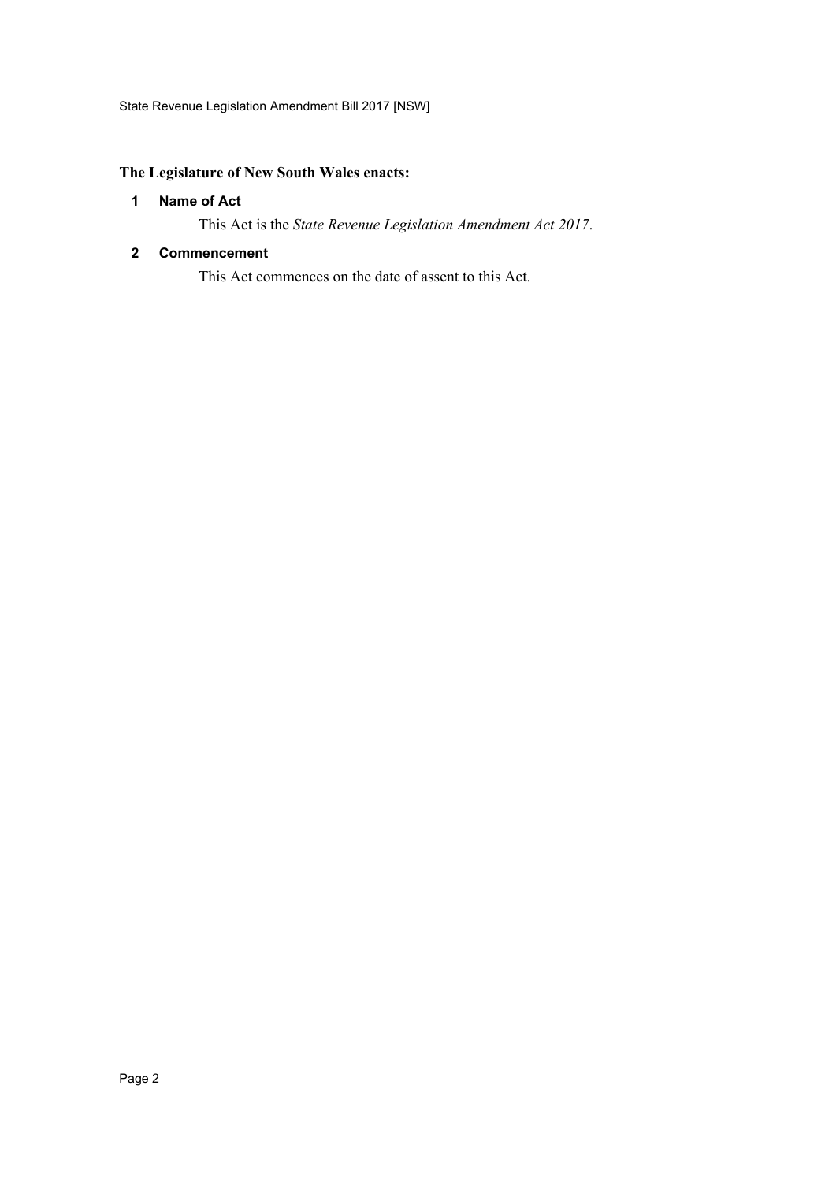**The Legislature of New South Wales enacts:**

### 1 Name of Act

This Act is the *State Revenue Legislation Amendment Act 2017*.

### 2 Commencement

This Act commences on the date of assent to this Act.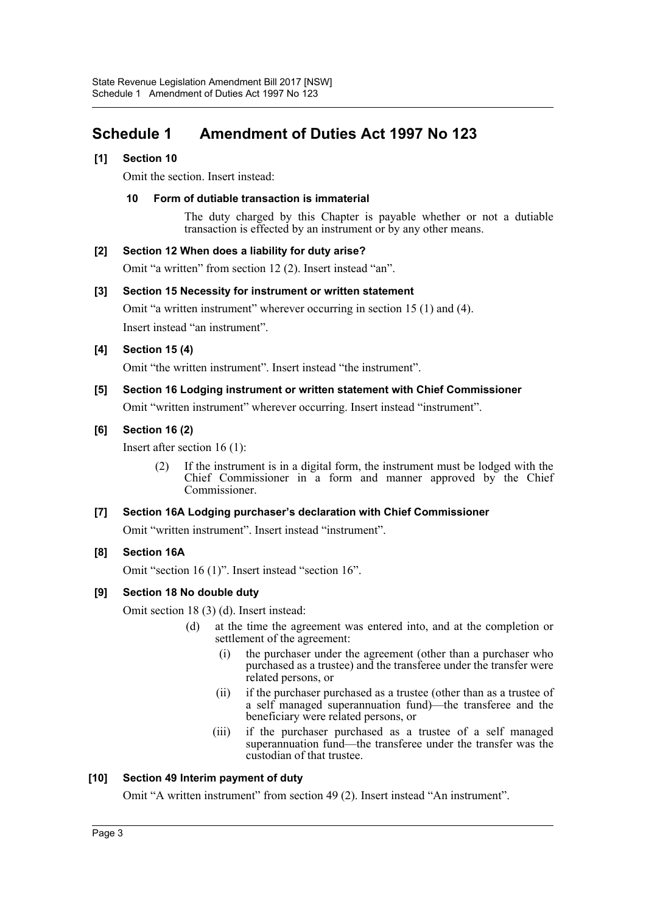## Schedule 1 Amendment of Duties Act 1997 No 123

### [1] Section 10

Omit the section. Insert instead:

**10 Form of dutiable transaction is immaterial**

The duty charged by this Chapter is payable whether or not a dutiable transaction is effected by an instrument or by any other means.

### [2] Section 12 When does a liability for duty arise?

Omit "a written" from section 12 (2). Insert instead "an".

### [3] Section 15 Necessity for instrument or written statement

Omit "a written instrument" wherever occurring in section 15 (1) and (4).

Insert instead "an instrument".

### [4] Section 15 (4)

Omit "the written instrument". Insert instead "the instrument".

### [5] Section 16 Lodging instrument or written statement with Chief Commissioner

Omit "written instrument" wherever occurring. Insert instead "instrument".

### [6] Section 16 (2)

Insert after section 16 (1):

(2) If the instrument is in a digital form, the instrument must be lodged with the Chief Commissioner in a form and manner approved by the Chief Commissioner.

### [7] Section 16A Lodging purchaser's declaration with Chief Commissioner

Omit "written instrument". Insert instead "instrument".

### [8] Section 16A

Omit "section 16 (1)". Insert instead "section 16".

### [9] Section 18 No double duty

Omit section 18 (3) (d). Insert instead:

(d) at the time the agreement was entered into, and at the completion or settlement of the agreement:

(i) the purchaser under the agreement (other than a purchaser who purchased as a trustee) and the transferee under the transfer were related persons, or

(ii) if the purchaser purchased as a trustee (other than as a trustee of a self managed superannuation fund)—the transferee and the beneficiary were related persons, or

(iii) if the purchaser purchased as a trustee of a self managed superannuation fund—the transferee under the transfer was the custodian of that trustee.

### [10] Section 49 Interim payment of duty

Omit "A written instrument" from section 49 (2). Insert instead "An instrument".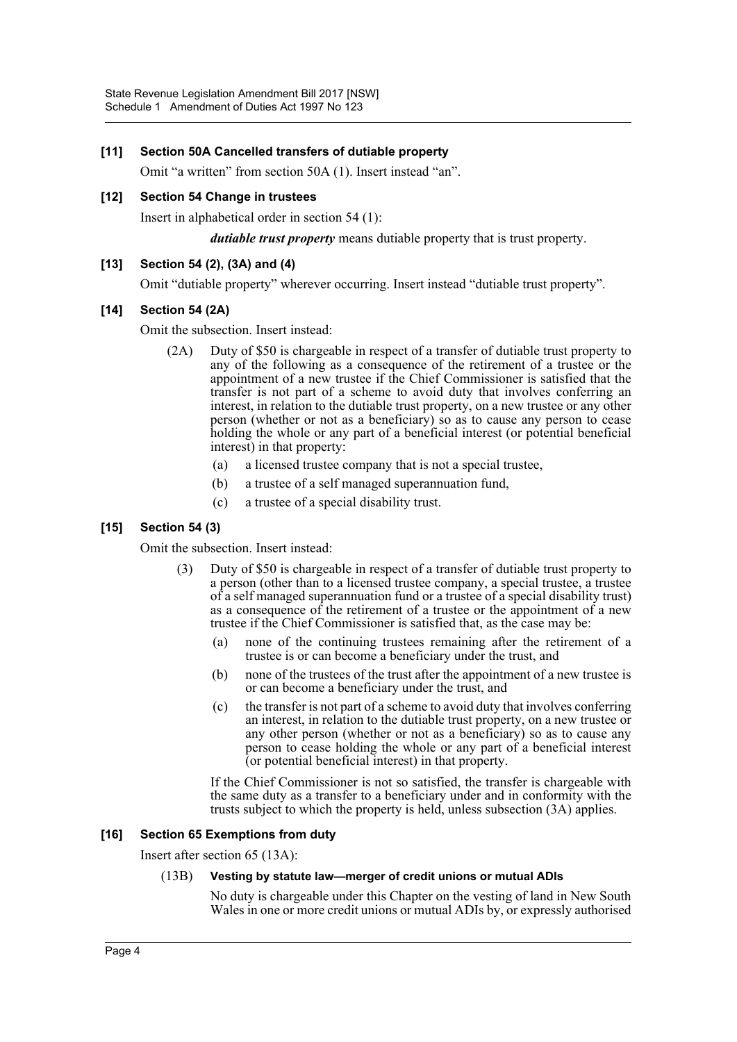**[11] Section 50A Cancelled transfers of dutiable property**

Omit "a written" from section 50A (1). Insert instead "an".

**[12] Section 54 Change in trustees**

Insert in alphabetical order in section 54 (1):

***dutiable trust property*** means dutiable property that is trust property.

**[13] Section 54 (2), (3A) and (4)**

Omit "dutiable property" wherever occurring. Insert instead "dutiable trust property".

**[14] Section 54 (2A)**

Omit the subsection. Insert instead:

(2A) Duty of $50 is chargeable in respect of a transfer of dutiable trust property to any of the following as a consequence of the retirement of a trustee or the appointment of a new trustee if the Chief Commissioner is satisfied that the transfer is not part of a scheme to avoid duty that involves conferring an interest, in relation to the dutiable trust property, on a new trustee or any other person (whether or not as a beneficiary) so as to cause any person to cease holding the whole or any part of a beneficial interest (or potential beneficial interest) in that property:

- (a) a licensed trustee company that is not a special trustee,
- (b) a trustee of a self managed superannuation fund,
- (c) a trustee of a special disability trust.

**[15] Section 54 (3)**

Omit the subsection. Insert instead:

(3) Duty of $50 is chargeable in respect of a transfer of dutiable trust property to a person (other than to a licensed trustee company, a special trustee, a trustee of a self managed superannuation fund or a trustee of a special disability trust) as a consequence of the retirement of a trustee or the appointment of a new trustee if the Chief Commissioner is satisfied that, as the case may be:

- (a) none of the continuing trustees remaining after the retirement of a trustee is or can become a beneficiary under the trust, and
- (b) none of the trustees of the trust after the appointment of a new trustee is or can become a beneficiary under the trust, and
- (c) the transfer is not part of a scheme to avoid duty that involves conferring an interest, in relation to the dutiable trust property, on a new trustee or any other person (whether or not as a beneficiary) so as to cause any person to cease holding the whole or any part of a beneficial interest (or potential beneficial interest) in that property.

If the Chief Commissioner is not so satisfied, the transfer is chargeable with the same duty as a transfer to a beneficiary under and in conformity with the trusts subject to which the property is held, unless subsection (3A) applies.

**[16] Section 65 Exemptions from duty**

Insert after section 65 (13A):

(13B) **Vesting by statute law—merger of credit unions or mutual ADIs**

No duty is chargeable under this Chapter on the vesting of land in New South Wales in one or more credit unions or mutual ADIs by, or expressly authorised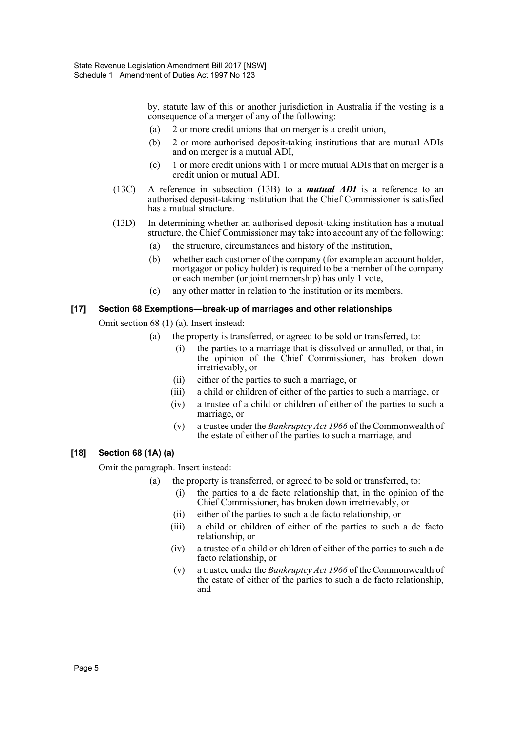by, statute law of this or another jurisdiction in Australia if the vesting is a consequence of a merger of any of the following:

(a) 2 or more credit unions that on merger is a credit union,

(b) 2 or more authorised deposit-taking institutions that are mutual ADIs and on merger is a mutual ADI,

(c) 1 or more credit unions with 1 or more mutual ADIs that on merger is a credit union or mutual ADI.

(13C) A reference in subsection (13B) to a ***mutual ADI*** is a reference to an authorised deposit-taking institution that the Chief Commissioner is satisfied has a mutual structure.

(13D) In determining whether an authorised deposit-taking institution has a mutual structure, the Chief Commissioner may take into account any of the following:

(a) the structure, circumstances and history of the institution,

(b) whether each customer of the company (for example an account holder, mortgagor or policy holder) is required to be a member of the company or each member (or joint membership) has only 1 vote,

(c) any other matter in relation to the institution or its members.

#### [17] Section 68 Exemptions—break-up of marriages and other relationships

Omit section 68 (1) (a). Insert instead:

(a) the property is transferred, or agreed to be sold or transferred, to:

(i) the parties to a marriage that is dissolved or annulled, or that, in the opinion of the Chief Commissioner, has broken down irretrievably, or

(ii) either of the parties to such a marriage, or

(iii) a child or children of either of the parties to such a marriage, or

(iv) a trustee of a child or children of either of the parties to such a marriage, or

(v) a trustee under the *Bankruptcy Act 1966* of the Commonwealth of the estate of either of the parties to such a marriage, and

#### [18] Section 68 (1A) (a)

Omit the paragraph. Insert instead:

(a) the property is transferred, or agreed to be sold or transferred, to:

(i) the parties to a de facto relationship that, in the opinion of the Chief Commissioner, has broken down irretrievably, or

(ii) either of the parties to such a de facto relationship, or

(iii) a child or children of either of the parties to such a de facto relationship, or

(iv) a trustee of a child or children of either of the parties to such a de facto relationship, or

(v) a trustee under the *Bankruptcy Act 1966* of the Commonwealth of the estate of either of the parties to such a de facto relationship, and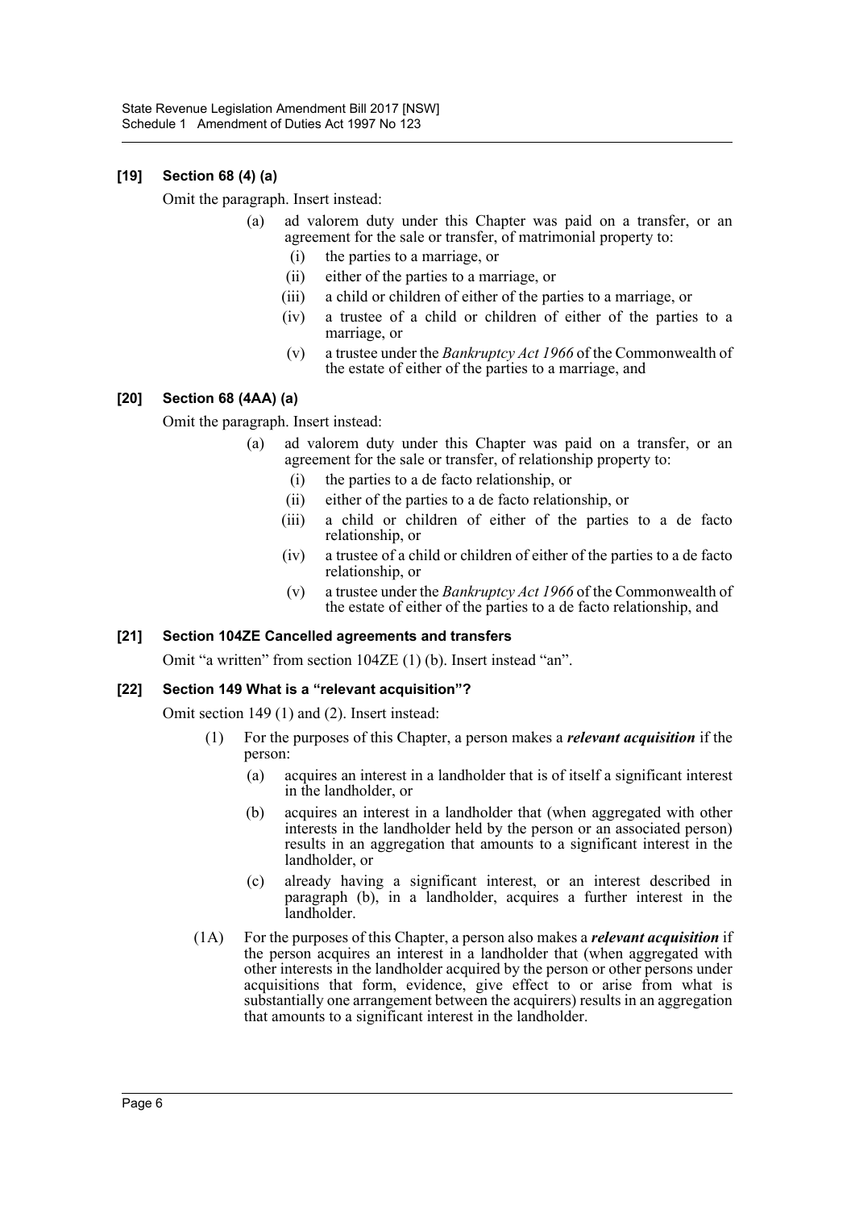### [19] Section 68 (4) (a)

Omit the paragraph. Insert instead:

(a) ad valorem duty under this Chapter was paid on a transfer, or an agreement for the sale or transfer, of matrimonial property to:

(i) the parties to a marriage, or

(ii) either of the parties to a marriage, or

(iii) a child or children of either of the parties to a marriage, or

(iv) a trustee of a child or children of either of the parties to a marriage, or

(v) a trustee under the *Bankruptcy Act 1966* of the Commonwealth of the estate of either of the parties to a marriage, and

### [20] Section 68 (4AA) (a)

Omit the paragraph. Insert instead:

(a) ad valorem duty under this Chapter was paid on a transfer, or an agreement for the sale or transfer, of relationship property to:

(i) the parties to a de facto relationship, or

(ii) either of the parties to a de facto relationship, or

(iii) a child or children of either of the parties to a de facto relationship, or

(iv) a trustee of a child or children of either of the parties to a de facto relationship, or

(v) a trustee under the *Bankruptcy Act 1966* of the Commonwealth of the estate of either of the parties to a de facto relationship, and

### [21] Section 104ZE Cancelled agreements and transfers

Omit "a written" from section 104ZE (1) (b). Insert instead "an".

### [22] Section 149 What is a "relevant acquisition"?

Omit section 149 (1) and (2). Insert instead:

(1) For the purposes of this Chapter, a person makes a ***relevant acquisition*** if the person:

(a) acquires an interest in a landholder that is of itself a significant interest in the landholder, or

(b) acquires an interest in a landholder that (when aggregated with other interests in the landholder held by the person or an associated person) results in an aggregation that amounts to a significant interest in the landholder, or

(c) already having a significant interest, or an interest described in paragraph (b), in a landholder, acquires a further interest in the landholder.

(1A) For the purposes of this Chapter, a person also makes a ***relevant acquisition*** if the person acquires an interest in a landholder that (when aggregated with other interests in the landholder acquired by the person or other persons under acquisitions that form, evidence, give effect to or arise from what is substantially one arrangement between the acquirers) results in an aggregation that amounts to a significant interest in the landholder.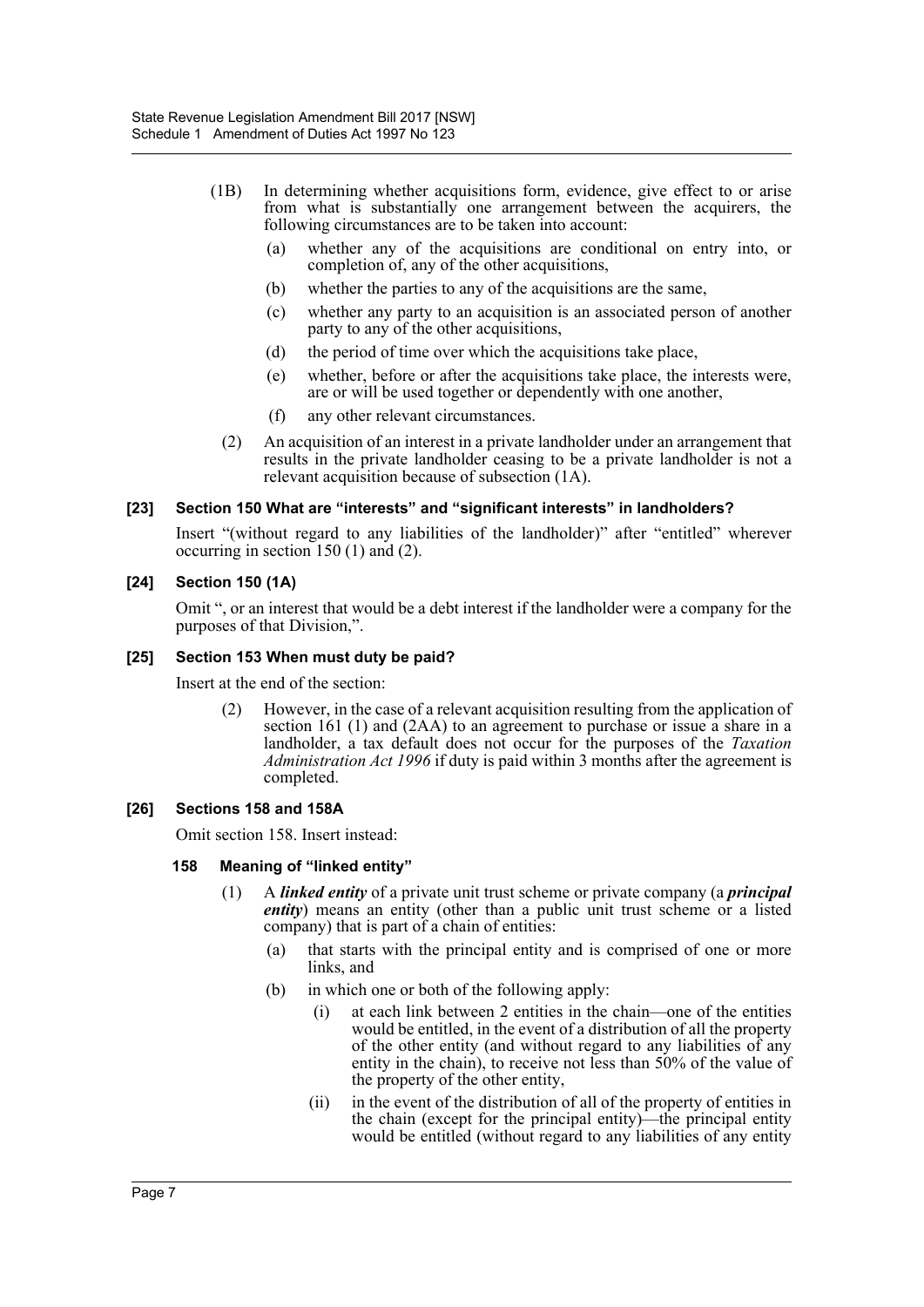(1B) In determining whether acquisitions form, evidence, give effect to or arise from what is substantially one arrangement between the acquirers, the following circumstances are to be taken into account:

(a) whether any of the acquisitions are conditional on entry into, or completion of, any of the other acquisitions,

(b) whether the parties to any of the acquisitions are the same,

(c) whether any party to an acquisition is an associated person of another party to any of the other acquisitions,

(d) the period of time over which the acquisitions take place,

(e) whether, before or after the acquisitions take place, the interests were, are or will be used together or dependently with one another,

(f) any other relevant circumstances.

(2) An acquisition of an interest in a private landholder under an arrangement that results in the private landholder ceasing to be a private landholder is not a relevant acquisition because of subsection (1A).

#### [23] Section 150 What are "interests" and "significant interests" in landholders?

Insert "(without regard to any liabilities of the landholder)" after "entitled" wherever occurring in section 150 (1) and (2).

#### [24] Section 150 (1A)

Omit ", or an interest that would be a debt interest if the landholder were a company for the purposes of that Division,".

#### [25] Section 153 When must duty be paid?

Insert at the end of the section:

(2) However, in the case of a relevant acquisition resulting from the application of section 161 (1) and (2AA) to an agreement to purchase or issue a share in a landholder, a tax default does not occur for the purposes of the *Taxation Administration Act 1996* if duty is paid within 3 months after the agreement is completed.

#### [26] Sections 158 and 158A

Omit section 158. Insert instead:

**158 Meaning of "linked entity"**

(1) A ***linked entity*** of a private unit trust scheme or private company (a ***principal entity***) means an entity (other than a public unit trust scheme or a listed company) that is part of a chain of entities:

(a) that starts with the principal entity and is comprised of one or more links, and

(b) in which one or both of the following apply:

(i) at each link between 2 entities in the chain—one of the entities would be entitled, in the event of a distribution of all the property of the other entity (and without regard to any liabilities of any entity in the chain), to receive not less than 50% of the value of the property of the other entity,

(ii) in the event of the distribution of all of the property of entities in the chain (except for the principal entity)—the principal entity would be entitled (without regard to any liabilities of any entity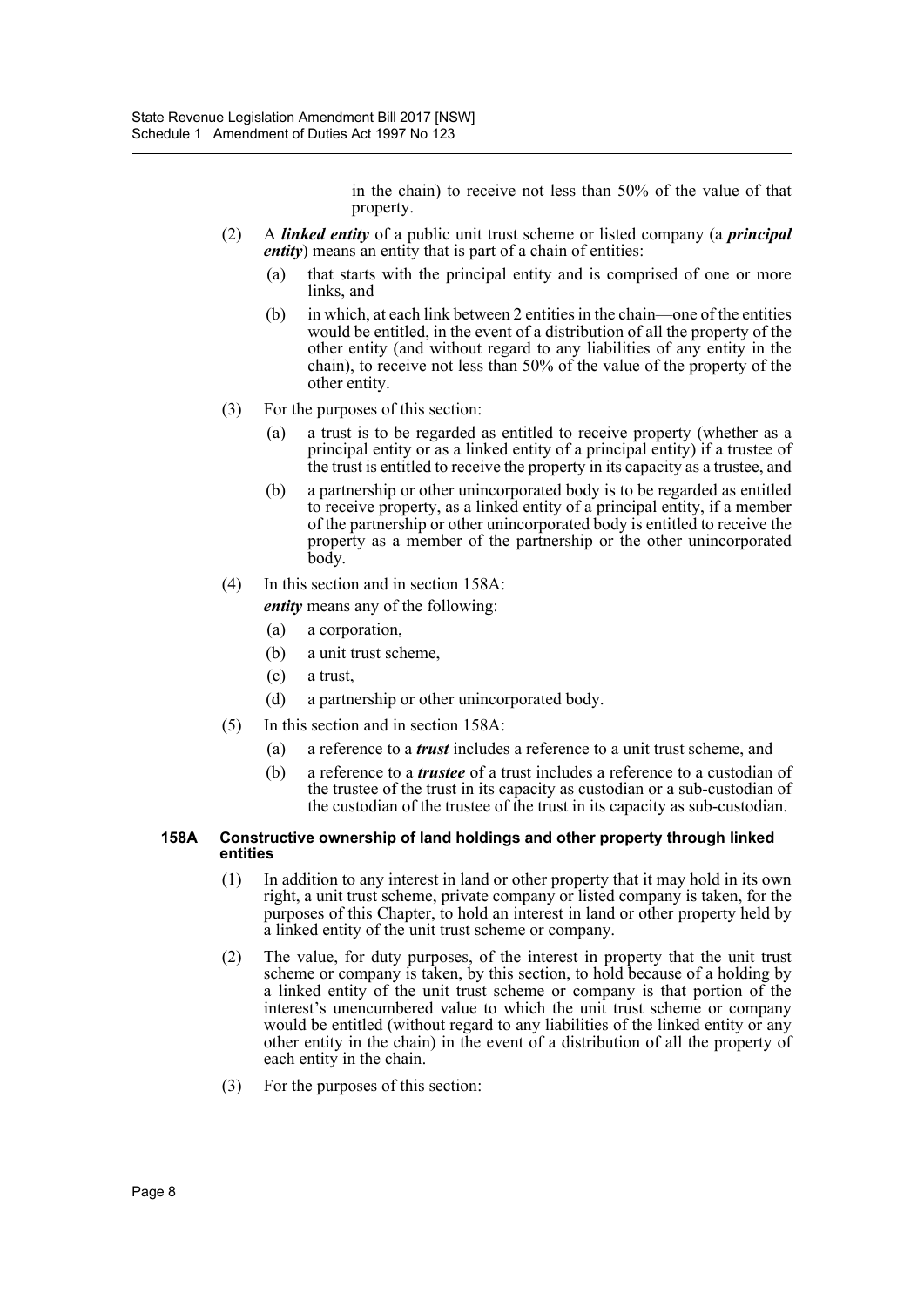in the chain) to receive not less than 50% of the value of that property.

(2) A ***linked entity*** of a public unit trust scheme or listed company (a ***principal entity***) means an entity that is part of a chain of entities:

- (a) that starts with the principal entity and is comprised of one or more links, and
- (b) in which, at each link between 2 entities in the chain—one of the entities would be entitled, in the event of a distribution of all the property of the other entity (and without regard to any liabilities of any entity in the chain), to receive not less than 50% of the value of the property of the other entity.

(3) For the purposes of this section:

- (a) a trust is to be regarded as entitled to receive property (whether as a principal entity or as a linked entity of a principal entity) if a trustee of the trust is entitled to receive the property in its capacity as a trustee, and
- (b) a partnership or other unincorporated body is to be regarded as entitled to receive property, as a linked entity of a principal entity, if a member of the partnership or other unincorporated body is entitled to receive the property as a member of the partnership or the other unincorporated body.

(4) In this section and in section 158A:

***entity*** means any of the following:

- (a) a corporation,
- (b) a unit trust scheme,
- (c) a trust,
- (d) a partnership or other unincorporated body.

(5) In this section and in section 158A:

- (a) a reference to a ***trust*** includes a reference to a unit trust scheme, and
- (b) a reference to a ***trustee*** of a trust includes a reference to a custodian of the trustee of the trust in its capacity as custodian or a sub-custodian of the custodian of the trustee of the trust in its capacity as sub-custodian.

#### 158A Constructive ownership of land holdings and other property through linked entities

(1) In addition to any interest in land or other property that it may hold in its own right, a unit trust scheme, private company or listed company is taken, for the purposes of this Chapter, to hold an interest in land or other property held by a linked entity of the unit trust scheme or company.

(2) The value, for duty purposes, of the interest in property that the unit trust scheme or company is taken, by this section, to hold because of a holding by a linked entity of the unit trust scheme or company is that portion of the interest's unencumbered value to which the unit trust scheme or company would be entitled (without regard to any liabilities of the linked entity or any other entity in the chain) in the event of a distribution of all the property of each entity in the chain.

(3) For the purposes of this section: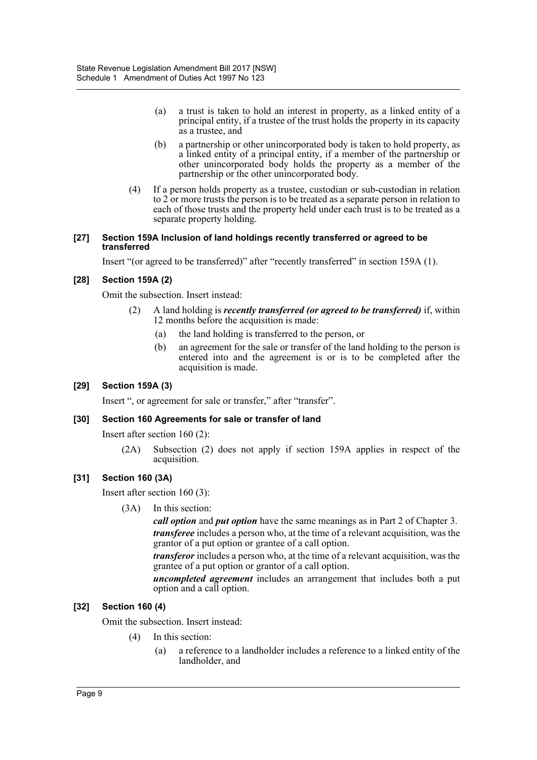(a) a trust is taken to hold an interest in property, as a linked entity of a principal entity, if a trustee of the trust holds the property in its capacity as a trustee, and

(b) a partnership or other unincorporated body is taken to hold property, as a linked entity of a principal entity, if a member of the partnership or other unincorporated body holds the property as a member of the partnership or the other unincorporated body.

(4) If a person holds property as a trustee, custodian or sub-custodian in relation to 2 or more trusts the person is to be treated as a separate person in relation to each of those trusts and the property held under each trust is to be treated as a separate property holding.

#### [27] Section 159A Inclusion of land holdings recently transferred or agreed to be transferred

Insert "(or agreed to be transferred)" after "recently transferred" in section 159A (1).

#### [28] Section 159A (2)

Omit the subsection. Insert instead:

(2) A land holding is ***recently transferred (or agreed to be transferred)*** if, within 12 months before the acquisition is made:

(a) the land holding is transferred to the person, or

(b) an agreement for the sale or transfer of the land holding to the person is entered into and the agreement is or is to be completed after the acquisition is made.

#### [29] Section 159A (3)

Insert ", or agreement for sale or transfer," after "transfer".

#### [30] Section 160 Agreements for sale or transfer of land

Insert after section 160 (2):

(2A) Subsection (2) does not apply if section 159A applies in respect of the acquisition.

#### [31] Section 160 (3A)

Insert after section 160 (3):

(3A) In this section:

***call option*** and ***put option*** have the same meanings as in Part 2 of Chapter 3.

***transferee*** includes a person who, at the time of a relevant acquisition, was the grantor of a put option or grantee of a call option.

***transferor*** includes a person who, at the time of a relevant acquisition, was the grantee of a put option or grantor of a call option.

***uncompleted agreement*** includes an arrangement that includes both a put option and a call option.

#### [32] Section 160 (4)

Omit the subsection. Insert instead:

(4) In this section:

(a) a reference to a landholder includes a reference to a linked entity of the landholder, and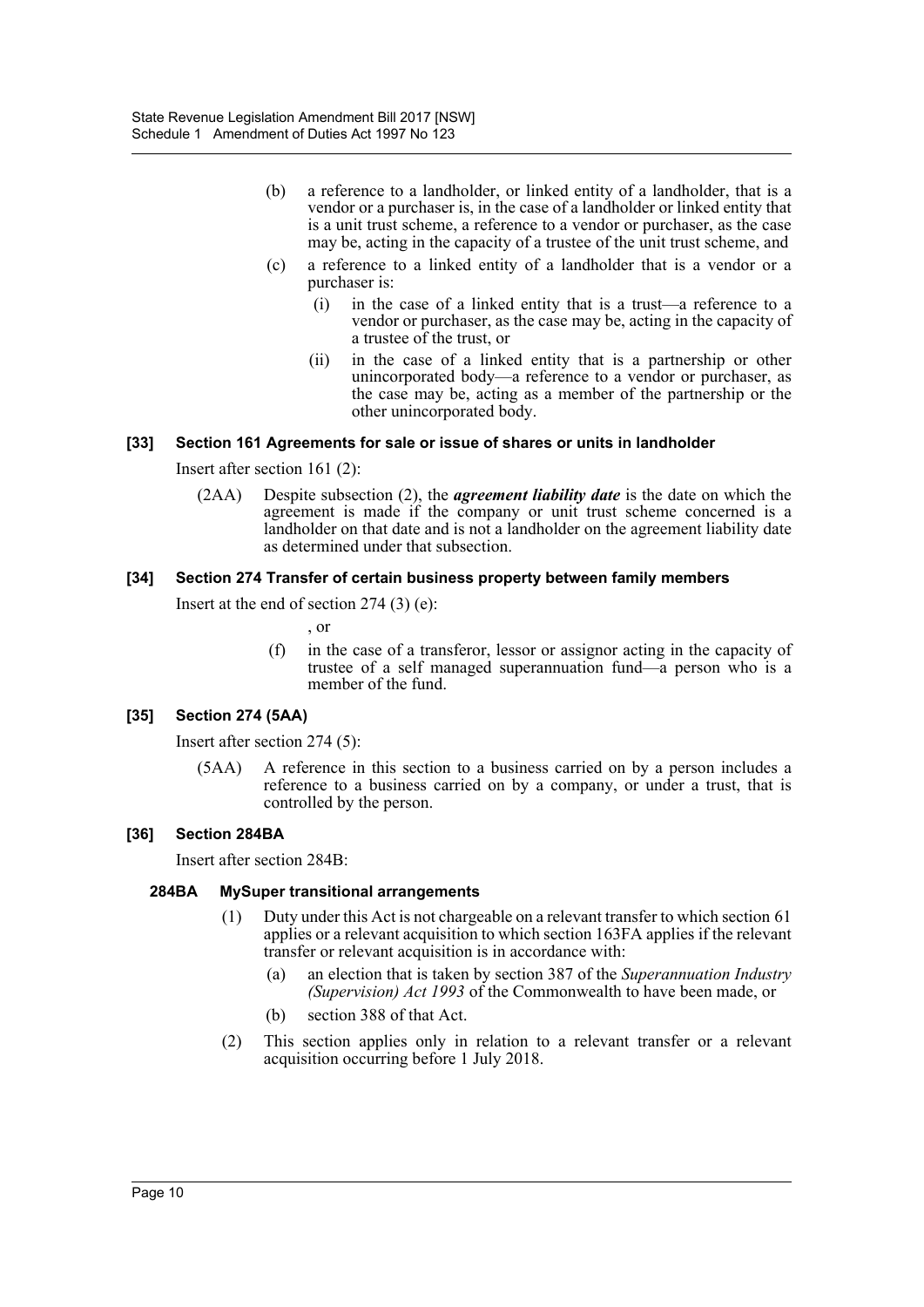(b) a reference to a landholder, or linked entity of a landholder, that is a vendor or a purchaser is, in the case of a landholder or linked entity that is a unit trust scheme, a reference to a vendor or purchaser, as the case may be, acting in the capacity of a trustee of the unit trust scheme, and

(c) a reference to a linked entity of a landholder that is a vendor or a purchaser is:

(i) in the case of a linked entity that is a trust—a reference to a vendor or purchaser, as the case may be, acting in the capacity of a trustee of the trust, or

(ii) in the case of a linked entity that is a partnership or other unincorporated body—a reference to a vendor or purchaser, as the case may be, acting as a member of the partnership or the other unincorporated body.

#### [33] Section 161 Agreements for sale or issue of shares or units in landholder

Insert after section 161 (2):

(2AA) Despite subsection (2), the ***agreement liability date*** is the date on which the agreement is made if the company or unit trust scheme concerned is a landholder on that date and is not a landholder on the agreement liability date as determined under that subsection.

#### [34] Section 274 Transfer of certain business property between family members

Insert at the end of section 274 (3) (e):

, or

(f) in the case of a transferor, lessor or assignor acting in the capacity of trustee of a self managed superannuation fund—a person who is a member of the fund.

#### [35] Section 274 (5AA)

Insert after section 274 (5):

(5AA) A reference in this section to a business carried on by a person includes a reference to a business carried on by a company, or under a trust, that is controlled by the person.

#### [36] Section 284BA

Insert after section 284B:

**284BA MySuper transitional arrangements**

(1) Duty under this Act is not chargeable on a relevant transfer to which section 61 applies or a relevant acquisition to which section 163FA applies if the relevant transfer or relevant acquisition is in accordance with:

(a) an election that is taken by section 387 of the *Superannuation Industry (Supervision) Act 1993* of the Commonwealth to have been made, or

(b) section 388 of that Act.

(2) This section applies only in relation to a relevant transfer or a relevant acquisition occurring before 1 July 2018.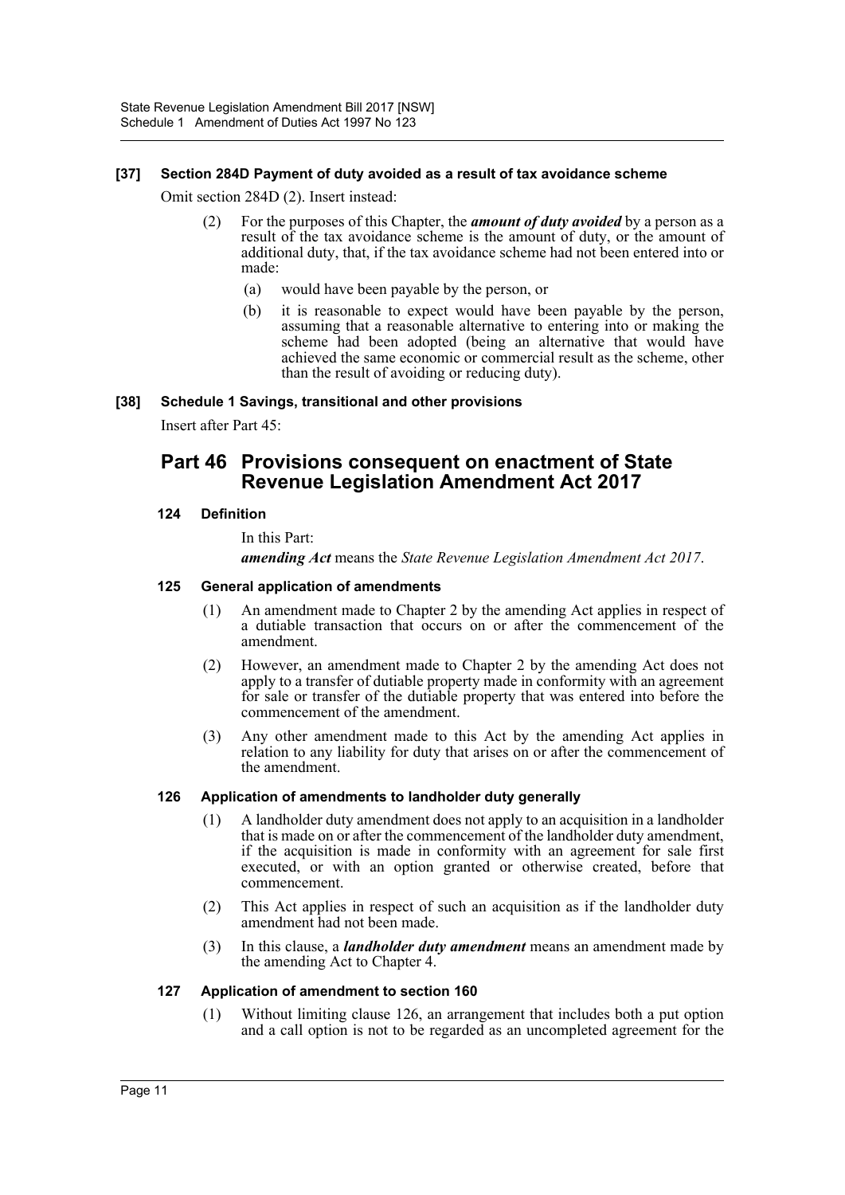### [37] Section 284D Payment of duty avoided as a result of tax avoidance scheme

Omit section 284D (2). Insert instead:

(2) For the purposes of this Chapter, the ***amount of duty avoided*** by a person as a result of the tax avoidance scheme is the amount of duty, or the amount of additional duty, that, if the tax avoidance scheme had not been entered into or made:

(a) would have been payable by the person, or

(b) it is reasonable to expect would have been payable by the person, assuming that a reasonable alternative to entering into or making the scheme had been adopted (being an alternative that would have achieved the same economic or commercial result as the scheme, other than the result of avoiding or reducing duty).

### [38] Schedule 1 Savings, transitional and other provisions

Insert after Part 45:

## Part 46 Provisions consequent on enactment of State Revenue Legislation Amendment Act 2017

#### 124 Definition

In this Part:

***amending Act*** means the *State Revenue Legislation Amendment Act 2017*.

#### 125 General application of amendments

(1) An amendment made to Chapter 2 by the amending Act applies in respect of a dutiable transaction that occurs on or after the commencement of the amendment.

(2) However, an amendment made to Chapter 2 by the amending Act does not apply to a transfer of dutiable property made in conformity with an agreement for sale or transfer of the dutiable property that was entered into before the commencement of the amendment.

(3) Any other amendment made to this Act by the amending Act applies in relation to any liability for duty that arises on or after the commencement of the amendment.

#### 126 Application of amendments to landholder duty generally

(1) A landholder duty amendment does not apply to an acquisition in a landholder that is made on or after the commencement of the landholder duty amendment, if the acquisition is made in conformity with an agreement for sale first executed, or with an option granted or otherwise created, before that commencement.

(2) This Act applies in respect of such an acquisition as if the landholder duty amendment had not been made.

(3) In this clause, a ***landholder duty amendment*** means an amendment made by the amending Act to Chapter 4.

#### 127 Application of amendment to section 160

(1) Without limiting clause 126, an arrangement that includes both a put option and a call option is not to be regarded as an uncompleted agreement for the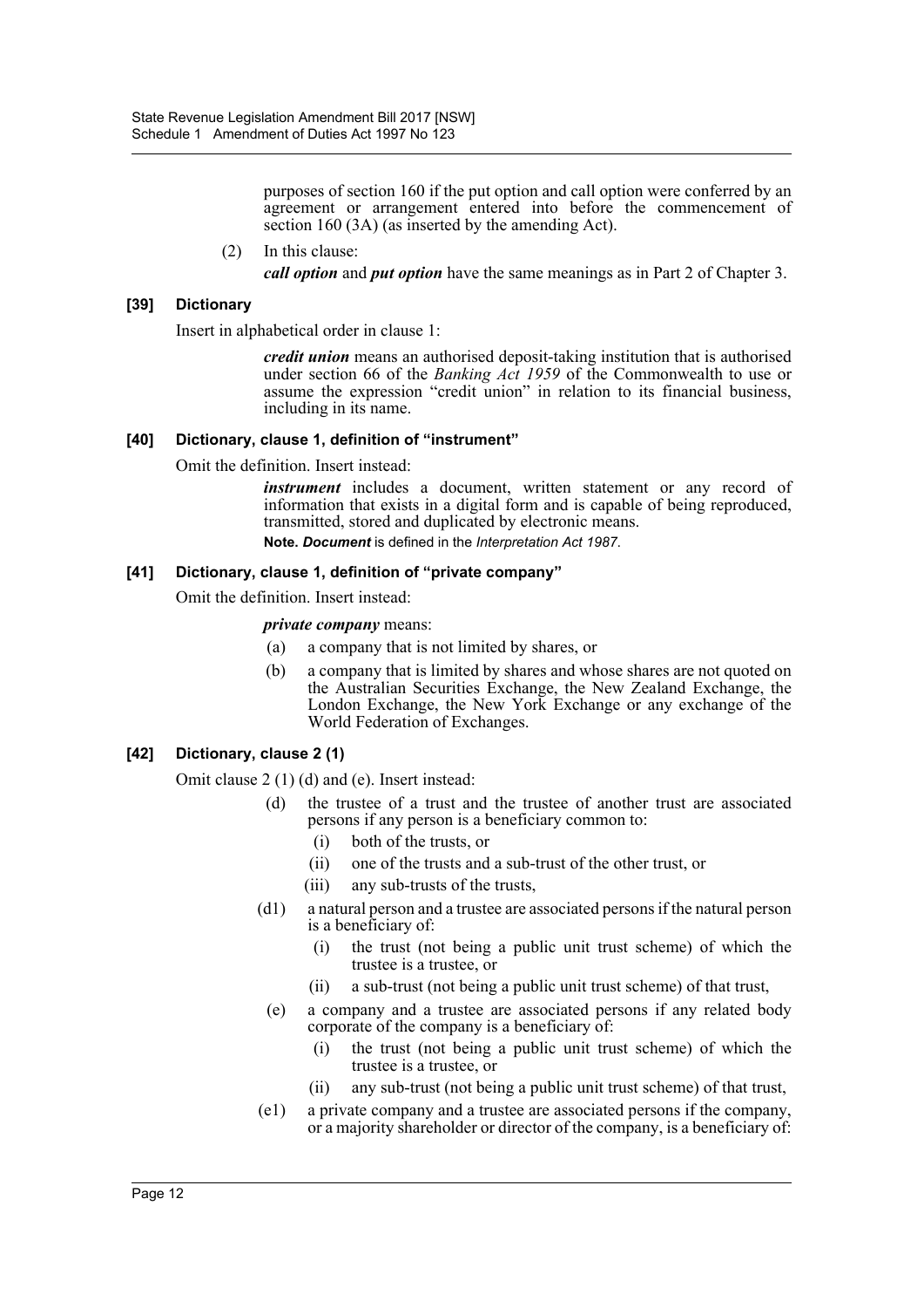purposes of section 160 if the put option and call option were conferred by an agreement or arrangement entered into before the commencement of section 160 (3A) (as inserted by the amending Act).

(2) In this clause:

***call option*** and ***put option*** have the same meanings as in Part 2 of Chapter 3.

### [39] Dictionary

Insert in alphabetical order in clause 1:

> ***credit union*** means an authorised deposit-taking institution that is authorised under section 66 of the *Banking Act 1959* of the Commonwealth to use or assume the expression "credit union" in relation to its financial business, including in its name.

### [40] Dictionary, clause 1, definition of "instrument"

Omit the definition. Insert instead:

> ***instrument*** includes a document, written statement or any record of information that exists in a digital form and is capable of being reproduced, transmitted, stored and duplicated by electronic means.
>
> **Note.** ***Document*** is defined in the *Interpretation Act 1987*.

### [41] Dictionary, clause 1, definition of "private company"

Omit the definition. Insert instead:

> ***private company*** means:
>
> (a) a company that is not limited by shares, or
>
> (b) a company that is limited by shares and whose shares are not quoted on the Australian Securities Exchange, the New Zealand Exchange, the London Exchange, the New York Exchange or any exchange of the World Federation of Exchanges.

### [42] Dictionary, clause 2 (1)

Omit clause 2 (1) (d) and (e). Insert instead:

> (d) the trustee of a trust and the trustee of another trust are associated persons if any person is a beneficiary common to:
>
> (i) both of the trusts, or
>
> (ii) one of the trusts and a sub-trust of the other trust, or
>
> (iii) any sub-trusts of the trusts,
>
> (d1) a natural person and a trustee are associated persons if the natural person is a beneficiary of:
>
> (i) the trust (not being a public unit trust scheme) of which the trustee is a trustee, or
>
> (ii) a sub-trust (not being a public unit trust scheme) of that trust,
>
> (e) a company and a trustee are associated persons if any related body corporate of the company is a beneficiary of:
>
> (i) the trust (not being a public unit trust scheme) of which the trustee is a trustee, or
>
> (ii) any sub-trust (not being a public unit trust scheme) of that trust,
>
> (e1) a private company and a trustee are associated persons if the company, or a majority shareholder or director of the company, is a beneficiary of: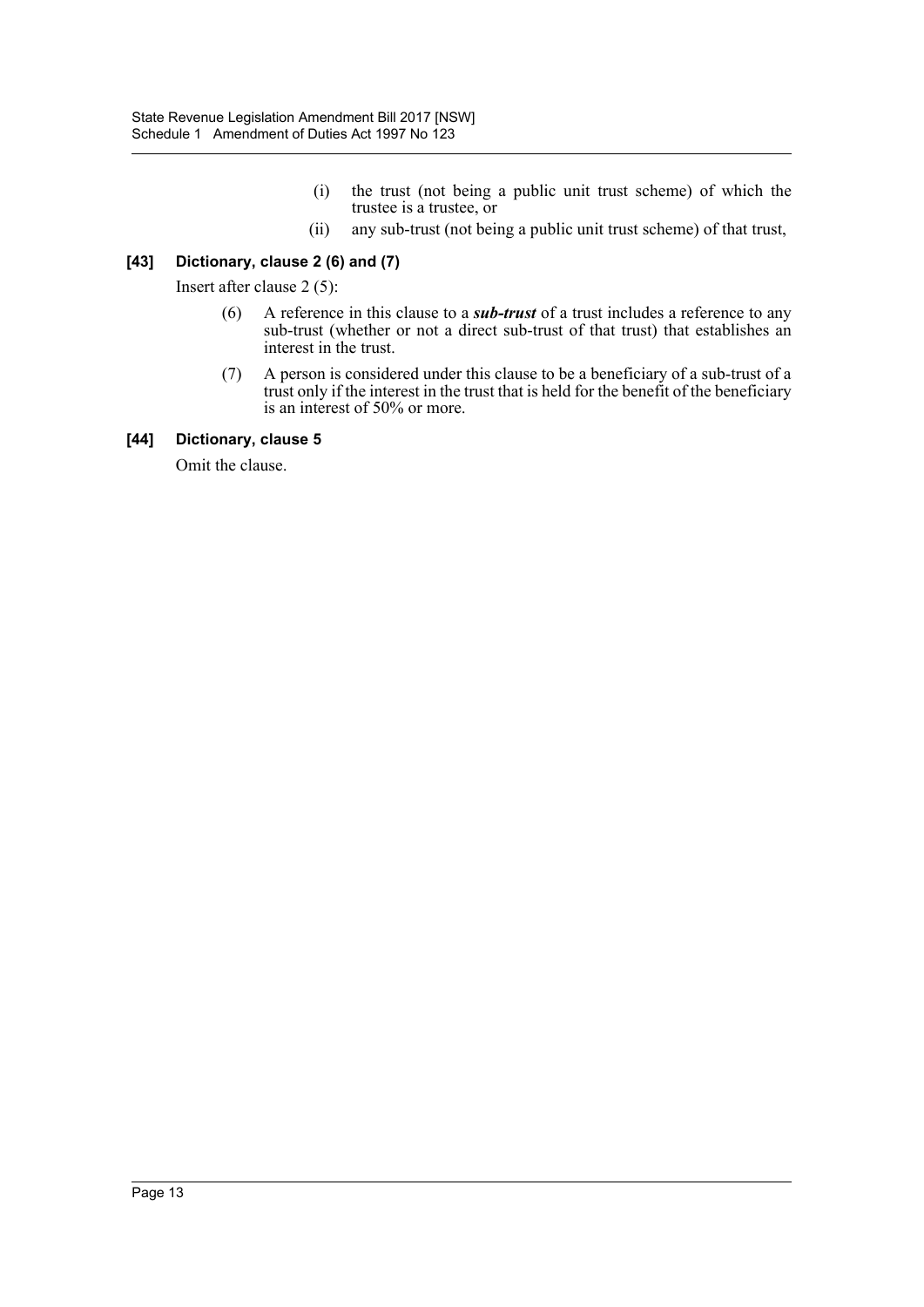(i) the trust (not being a public unit trust scheme) of which the trustee is a trustee, or

(ii) any sub-trust (not being a public unit trust scheme) of that trust,

**[43] Dictionary, clause 2 (6) and (7)**

Insert after clause 2 (5):

(6) A reference in this clause to a ***sub-trust*** of a trust includes a reference to any sub-trust (whether or not a direct sub-trust of that trust) that establishes an interest in the trust.

(7) A person is considered under this clause to be a beneficiary of a sub-trust of a trust only if the interest in the trust that is held for the benefit of the beneficiary is an interest of 50% or more.

**[44] Dictionary, clause 5**

Omit the clause.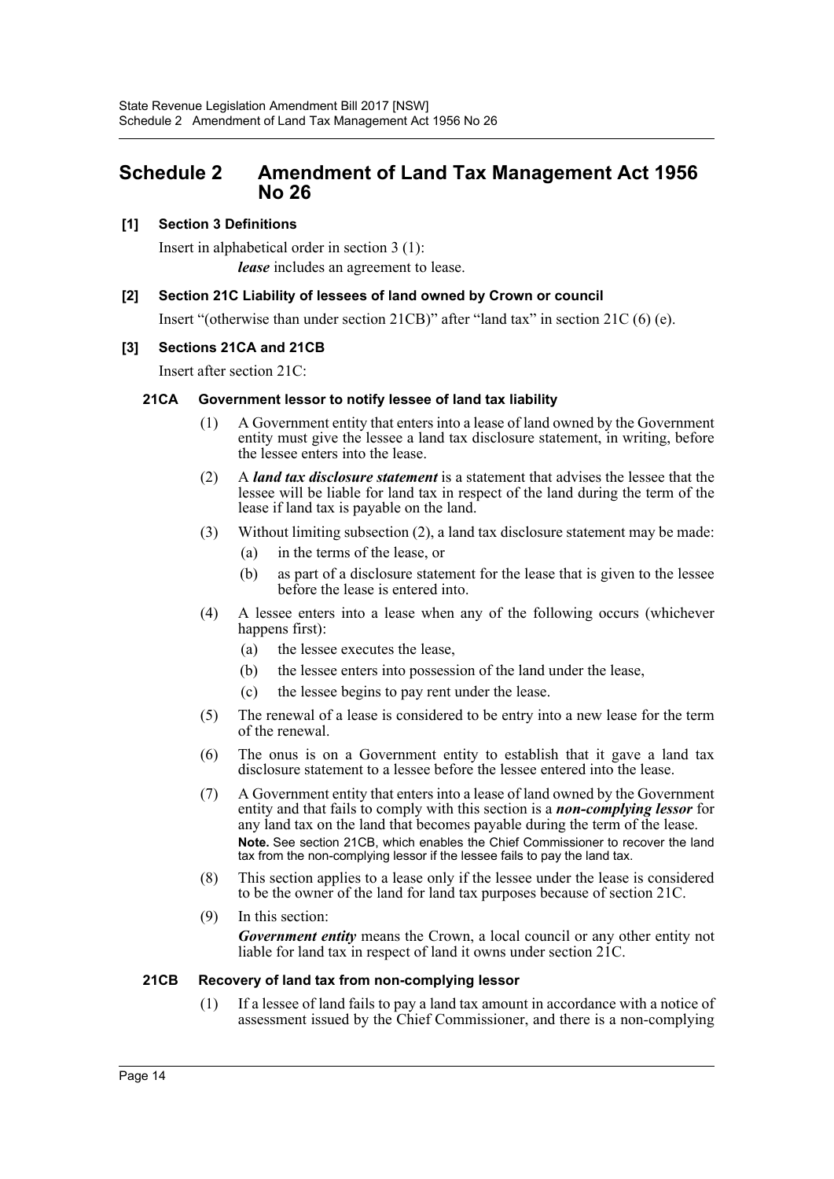# Schedule 2 Amendment of Land Tax Management Act 1956 No 26

**[1] Section 3 Definitions**

Insert in alphabetical order in section 3 (1):

***lease*** includes an agreement to lease.

**[2] Section 21C Liability of lessees of land owned by Crown or council**

Insert "(otherwise than under section 21CB)" after "land tax" in section 21C (6) (e).

**[3] Sections 21CA and 21CB**

Insert after section 21C:

**21CA Government lessor to notify lessee of land tax liability**

(1) A Government entity that enters into a lease of land owned by the Government entity must give the lessee a land tax disclosure statement, in writing, before the lessee enters into the lease.

(2) A ***land tax disclosure statement*** is a statement that advises the lessee that the lessee will be liable for land tax in respect of the land during the term of the lease if land tax is payable on the land.

(3) Without limiting subsection (2), a land tax disclosure statement may be made:

(a) in the terms of the lease, or

(b) as part of a disclosure statement for the lease that is given to the lessee before the lease is entered into.

(4) A lessee enters into a lease when any of the following occurs (whichever happens first):

(a) the lessee executes the lease,

(b) the lessee enters into possession of the land under the lease,

(c) the lessee begins to pay rent under the lease.

(5) The renewal of a lease is considered to be entry into a new lease for the term of the renewal.

(6) The onus is on a Government entity to establish that it gave a land tax disclosure statement to a lessee before the lessee entered into the lease.

(7) A Government entity that enters into a lease of land owned by the Government entity and that fails to comply with this section is a ***non-complying lessor*** for any land tax on the land that becomes payable during the term of the lease.

**Note.** See section 21CB, which enables the Chief Commissioner to recover the land tax from the non-complying lessor if the lessee fails to pay the land tax.

(8) This section applies to a lease only if the lessee under the lease is considered to be the owner of the land for land tax purposes because of section 21C.

(9) In this section:

***Government entity*** means the Crown, a local council or any other entity not liable for land tax in respect of land it owns under section 21C.

**21CB Recovery of land tax from non-complying lessor**

(1) If a lessee of land fails to pay a land tax amount in accordance with a notice of assessment issued by the Chief Commissioner, and there is a non-complying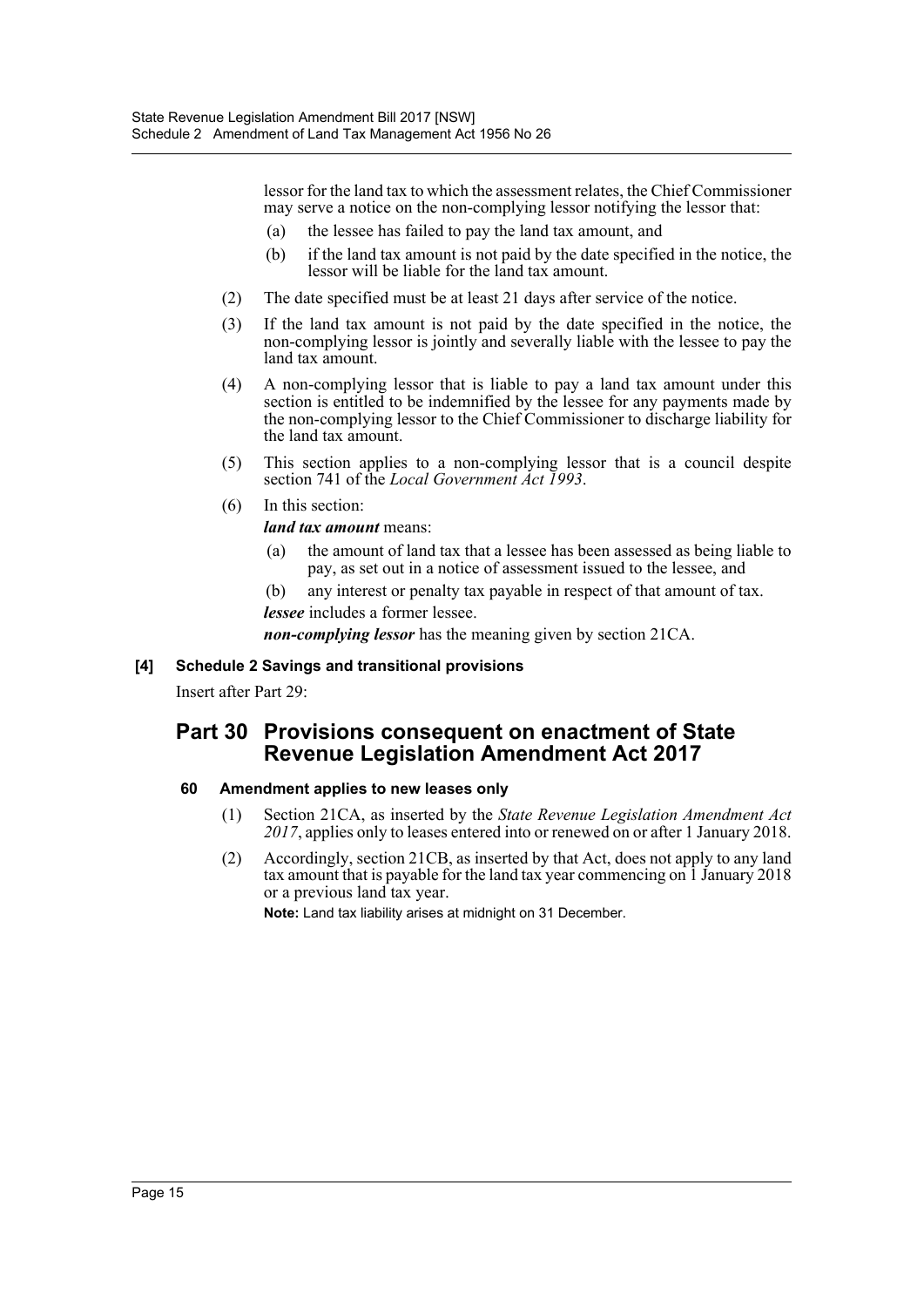lessor for the land tax to which the assessment relates, the Chief Commissioner may serve a notice on the non-complying lessor notifying the lessor that:

(a) the lessee has failed to pay the land tax amount, and

(b) if the land tax amount is not paid by the date specified in the notice, the lessor will be liable for the land tax amount.

(2) The date specified must be at least 21 days after service of the notice.

(3) If the land tax amount is not paid by the date specified in the notice, the non-complying lessor is jointly and severally liable with the lessee to pay the land tax amount.

(4) A non-complying lessor that is liable to pay a land tax amount under this section is entitled to be indemnified by the lessee for any payments made by the non-complying lessor to the Chief Commissioner to discharge liability for the land tax amount.

(5) This section applies to a non-complying lessor that is a council despite section 741 of the *Local Government Act 1993*.

(6) In this section:

***land tax amount*** means:

(a) the amount of land tax that a lessee has been assessed as being liable to pay, as set out in a notice of assessment issued to the lessee, and

(b) any interest or penalty tax payable in respect of that amount of tax.

***lessee*** includes a former lessee.

***non-complying lessor*** has the meaning given by section 21CA.

**[4] Schedule 2 Savings and transitional provisions**

Insert after Part 29:

## Part 30 Provisions consequent on enactment of State Revenue Legislation Amendment Act 2017

**60 Amendment applies to new leases only**

(1) Section 21CA, as inserted by the *State Revenue Legislation Amendment Act 2017*, applies only to leases entered into or renewed on or after 1 January 2018.

(2) Accordingly, section 21CB, as inserted by that Act, does not apply to any land tax amount that is payable for the land tax year commencing on 1 January 2018 or a previous land tax year.

**Note:** Land tax liability arises at midnight on 31 December.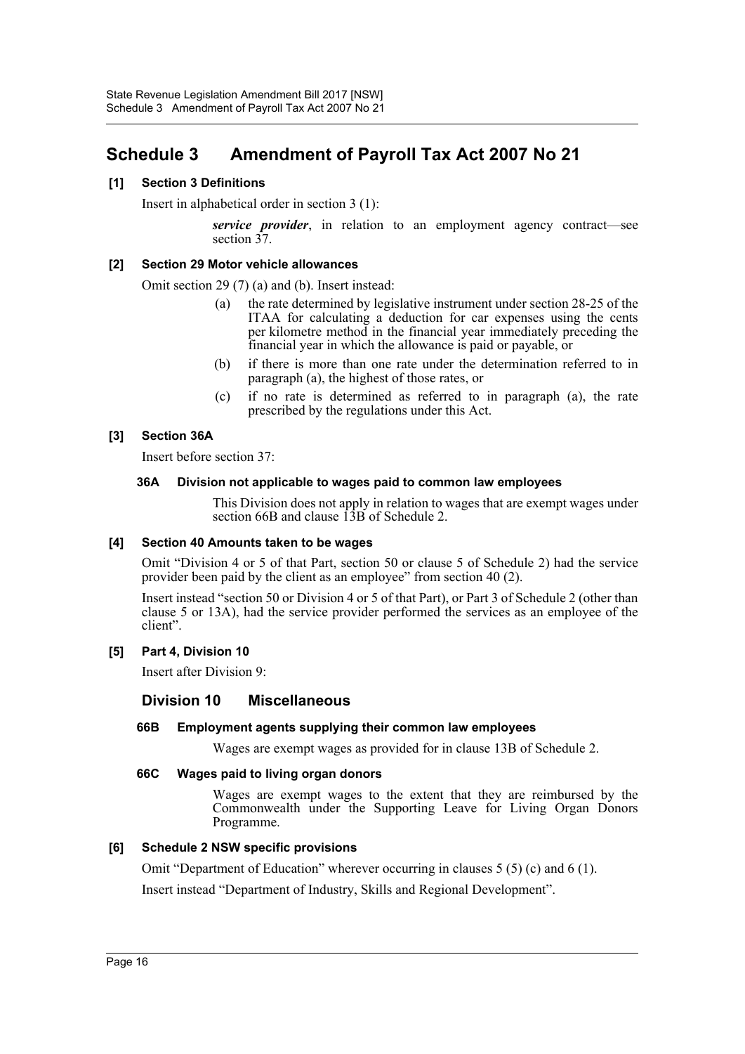# Schedule 3 Amendment of Payroll Tax Act 2007 No 21

### [1] Section 3 Definitions

Insert in alphabetical order in section 3 (1):

> ***service provider***, in relation to an employment agency contract—see section 37.

### [2] Section 29 Motor vehicle allowances

Omit section 29 (7) (a) and (b). Insert instead:

> (a) the rate determined by legislative instrument under section 28-25 of the ITAA for calculating a deduction for car expenses using the cents per kilometre method in the financial year immediately preceding the financial year in which the allowance is paid or payable, or
>
> (b) if there is more than one rate under the determination referred to in paragraph (a), the highest of those rates, or
>
> (c) if no rate is determined as referred to in paragraph (a), the rate prescribed by the regulations under this Act.

### [3] Section 36A

Insert before section 37:

#### 36A Division not applicable to wages paid to common law employees

> This Division does not apply in relation to wages that are exempt wages under section 66B and clause 13B of Schedule 2.

### [4] Section 40 Amounts taken to be wages

Omit "Division 4 or 5 of that Part, section 50 or clause 5 of Schedule 2) had the service provider been paid by the client as an employee" from section 40 (2).

Insert instead "section 50 or Division 4 or 5 of that Part), or Part 3 of Schedule 2 (other than clause 5 or 13A), had the service provider performed the services as an employee of the client".

### [5] Part 4, Division 10

Insert after Division 9:

## Division 10 Miscellaneous

#### 66B Employment agents supplying their common law employees

> Wages are exempt wages as provided for in clause 13B of Schedule 2.

#### 66C Wages paid to living organ donors

> Wages are exempt wages to the extent that they are reimbursed by the Commonwealth under the Supporting Leave for Living Organ Donors Programme.

### [6] Schedule 2 NSW specific provisions

Omit "Department of Education" wherever occurring in clauses 5 (5) (c) and 6 (1).

Insert instead "Department of Industry, Skills and Regional Development".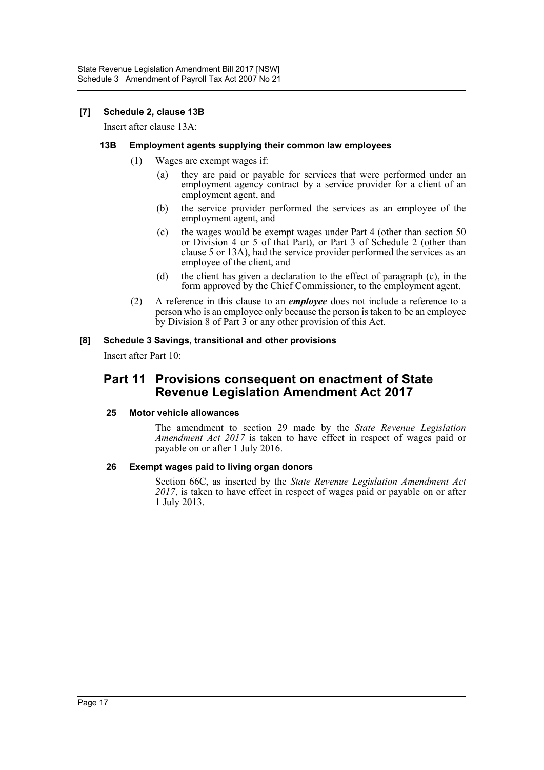### [7] Schedule 2, clause 13B

Insert after clause 13A:

#### 13B Employment agents supplying their common law employees

(1) Wages are exempt wages if:

(a) they are paid or payable for services that were performed under an employment agency contract by a service provider for a client of an employment agent, and

(b) the service provider performed the services as an employee of the employment agent, and

(c) the wages would be exempt wages under Part 4 (other than section 50 or Division 4 or 5 of that Part), or Part 3 of Schedule 2 (other than clause 5 or 13A), had the service provider performed the services as an employee of the client, and

(d) the client has given a declaration to the effect of paragraph (c), in the form approved by the Chief Commissioner, to the employment agent.

(2) A reference in this clause to an ***employee*** does not include a reference to a person who is an employee only because the person is taken to be an employee by Division 8 of Part 3 or any other provision of this Act.

### [8] Schedule 3 Savings, transitional and other provisions

Insert after Part 10:

## Part 11 Provisions consequent on enactment of State Revenue Legislation Amendment Act 2017

#### 25 Motor vehicle allowances

The amendment to section 29 made by the *State Revenue Legislation Amendment Act 2017* is taken to have effect in respect of wages paid or payable on or after 1 July 2016.

#### 26 Exempt wages paid to living organ donors

Section 66C, as inserted by the *State Revenue Legislation Amendment Act 2017*, is taken to have effect in respect of wages paid or payable on or after 1 July 2013.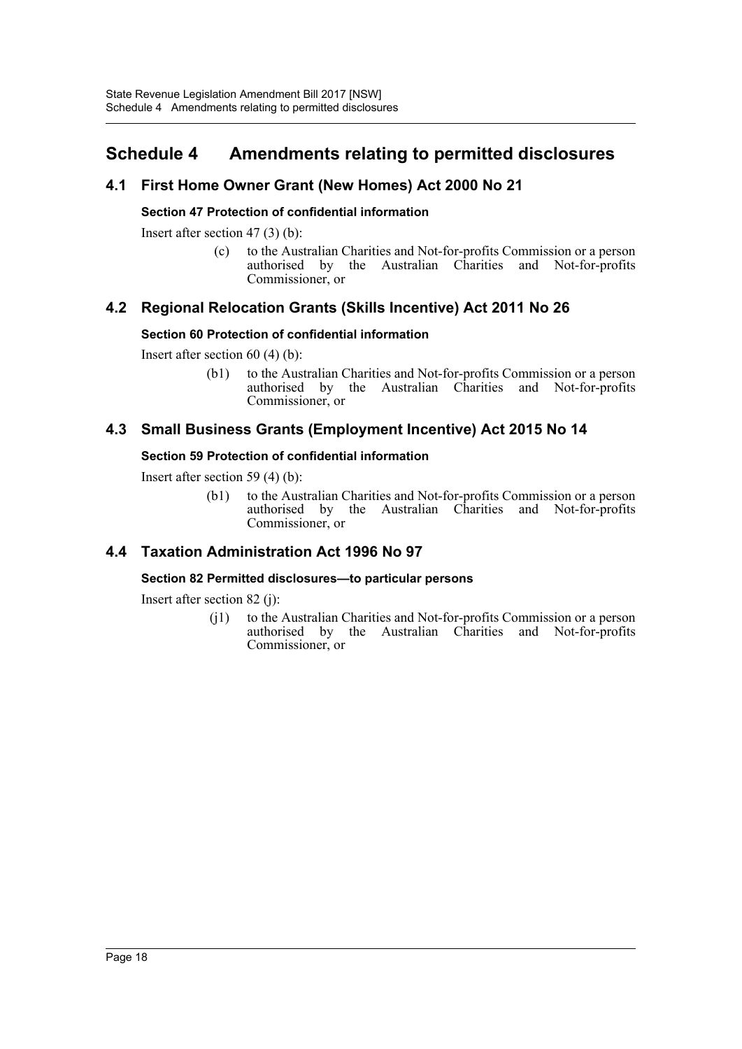# Schedule 4 Amendments relating to permitted disclosures

## 4.1 First Home Owner Grant (New Homes) Act 2000 No 21

### Section 47 Protection of confidential information

Insert after section 47 (3) (b):

> (c) to the Australian Charities and Not-for-profits Commission or a person authorised by the Australian Charities and Not-for-profits Commissioner, or

## 4.2 Regional Relocation Grants (Skills Incentive) Act 2011 No 26

### Section 60 Protection of confidential information

Insert after section 60 (4) (b):

> (b1) to the Australian Charities and Not-for-profits Commission or a person authorised by the Australian Charities and Not-for-profits Commissioner, or

## 4.3 Small Business Grants (Employment Incentive) Act 2015 No 14

### Section 59 Protection of confidential information

Insert after section 59 (4) (b):

> (b1) to the Australian Charities and Not-for-profits Commission or a person authorised by the Australian Charities and Not-for-profits Commissioner, or

## 4.4 Taxation Administration Act 1996 No 97

### Section 82 Permitted disclosures—to particular persons

Insert after section 82 (j):

> (j1) to the Australian Charities and Not-for-profits Commission or a person authorised by the Australian Charities and Not-for-profits Commissioner, or